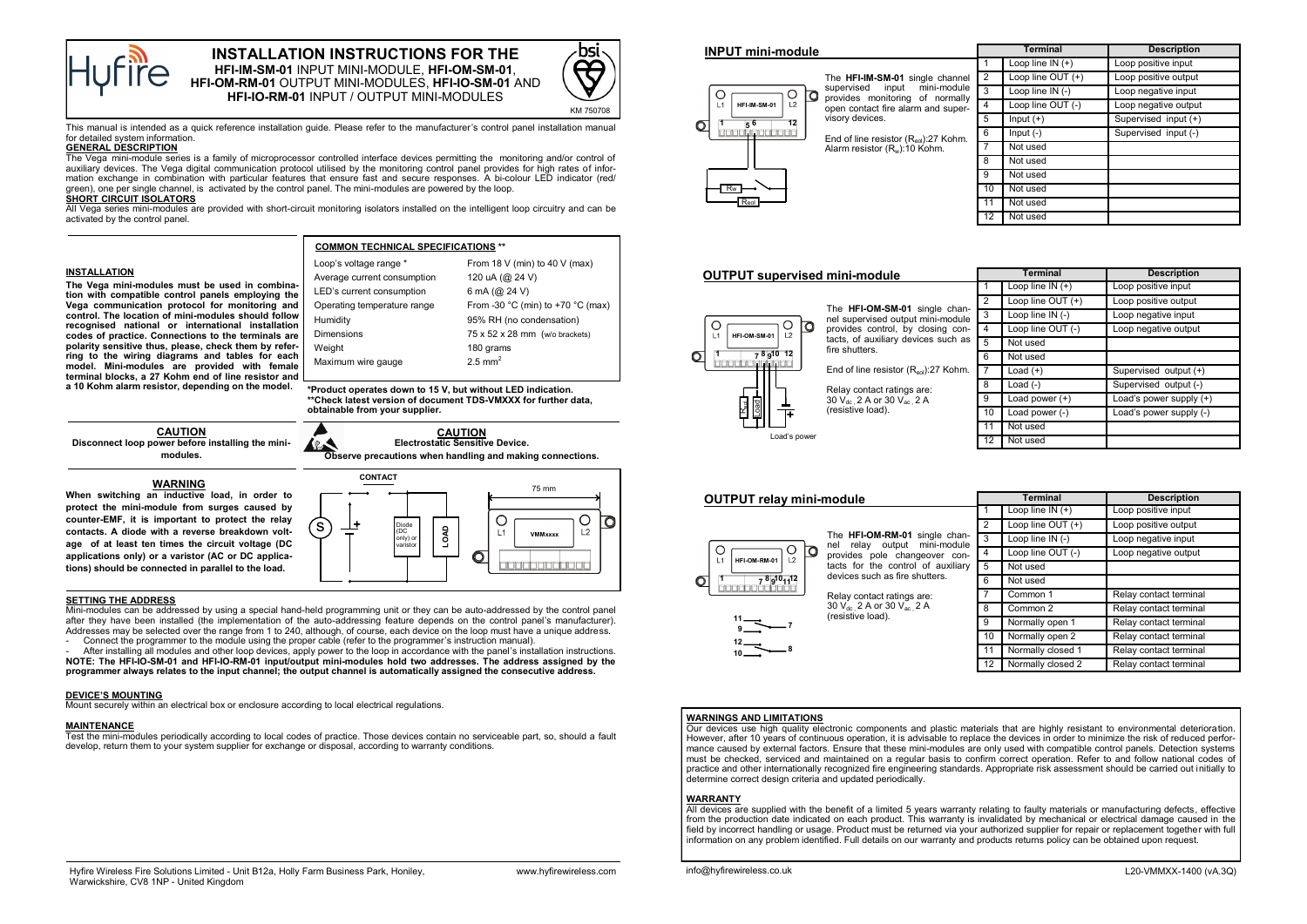# INSTALLATION INSTRUCTIONS FOR THE

**HFI-IM-SM-01** INPUT MINI-MODULE, **HFI-OM-SM-01**, **HFI-OM-RM-01** OUTPUT MINI-MODULES, **HFI-IO-SM-01** AND **HFI-IO-RM-01** INPUT / OUTPUT MINI-MODULES

KM 750708

This manual is intended as a quick reference installation guide. Please refer to the manufacturer's control panel installation manual for detailed system information.

## GENERAL DESCRIPTION

The Vega mini-module series is a family of microprocessor controlled interface devices permitting the monitoring and/or control of auxiliary devices. The Vega digital communication protocol utilised by the monitoring control panel provides for high rates of information exchange in combination with particular features that ensure fast and secure responses. A bi-colour LED indicator (red/green), one per single channel, is activated by the control panel. The mini-modules are powered by the loop.

## SHORT CIRCUIT ISOLATORS

All Vega series mini-modules are provided with short-circuit monitoring isolators installed on the intelligent loop circuitry and can be activated by the control panel.

## INSTALLATION

**The Vega mini-modules must be used in combination with compatible control panels employing the Vega communication protocol for monitoring and control. The location of mini-modules should follow recognised national or international installation codes of practice. Connections to the terminals are polarity sensitive thus, please, check them by referring to the wiring diagrams and tables for each model. Mini-modules are provided with female terminal blocks, a 27 Kohm end of line resistor and a 10 Kohm alarm resistor, depending on the model.**

## COMMON TECHNICAL SPECIFICATIONS **

| | |
|---|---|
| Loop's voltage range * | From 18 V (min) to 40 V (max) |
| Average current consumption | 120 uA (@ 24 V) |
| LED's current consumption | 6 mA (@ 24 V) |
| Operating temperature range | From -30 °C (min) to +70 °C (max) |
| Humidity | 95% RH (no condensation) |
| Dimensions | 75 x 52 x 28 mm (w/o brackets) |
| Weight | 180 grams |
| Maximum wire gauge | 2.5 $mm^2$ |

***Product operates down to 15 V, but without LED indication.**
****Check latest version of document TDS-VMXXX for further data, obtainable from your supplier.**

**CAUTION**
**Disconnect loop power before installing the mini-modules.**

**CAUTION**
**Electrostatic Sensitive Device.**
**Observe precautions when handling and making connections.**

**WARNING**
**When switching an inductive load, in order to protect the mini-module from surges caused by counter-EMF, it is important to protect the relay contacts. A diode with a reverse breakdown voltage of at least ten times the circuit voltage (DC applications only) or a varistor (AC or DC applications) should be connected in parallel to the load.**

CONTACT — S — Diode (DC only) or varistor — LOAD — 75 mm — L1 VMMxxxx L2

## SETTING THE ADDRESS

Mini-modules can be addressed by using a special hand-held programming unit or they can be auto-addressed by the control panel after they have been installed (the implementation of the auto-addressing feature depends on the control panel's manufacturer). Addresses may be selected over the range from 1 to 240, although, of course, each device on the loop must have a unique address.

- Connect the programmer to the module using the proper cable (refer to the programmer's instruction manual).
- After installing all modules and other loop devices, apply power to the loop in accordance with the panel's installation instructions.

**NOTE: The HFI-IO-SM-01 and HFI-IO-RM-01 input/output mini-modules hold two addresses. The address assigned by the programmer always relates to the input channel; the output channel is automatically assigned the consecutive address.**

## DEVICE'S MOUNTING

Mount securely within an electrical box or enclosure according to local electrical regulations.

## MAINTENANCE

Test the mini-modules periodically according to local codes of practice. Those devices contain no serviceable part, so, should a fault develop, return them to your system supplier for exchange or disposal, according to warranty conditions.

## INPUT mini-module

The **HFI-IM-SM-01** single channel supervised input mini-module provides monitoring of normally open contact fire alarm and supervisory devices.

End of line resistor ($R_{eol}$):27 Kohm.
Alarm resistor ($R_w$):10 Kohm.

| | Terminal | Description |
|---|---|---|
| 1 | Loop line IN (+) | Loop positive input |
| 2 | Loop line OUT (+) | Loop positive output |
| 3 | Loop line IN (-) | Loop negative input |
| 4 | Loop line OUT (-) | Loop negative output |
| 5 | Input (+) | Supervised input (+) |
| 6 | Input (-) | Supervised input (-) |
| 7 | Not used | |
| 8 | Not used | |
| 9 | Not used | |
| 10 | Not used | |
| 11 | Not used | |
| 12 | Not used | |

## OUTPUT supervised mini-module

The **HFI-OM-SM-01** single channel supervised output mini-module provides control, by closing contacts, of auxiliary devices such as fire shutters.

End of line resistor ($R_{eol}$):27 Kohm.

Relay contact ratings are: 30 $V_{dc}$ 2 A or 30 $V_{ac}$ 2 A (resistive load).

| | Terminal | Description |
|---|---|---|
| 1 | Loop line IN (+) | Loop positive input |
| 2 | Loop line OUT (+) | Loop positive output |
| 3 | Loop line IN (-) | Loop negative input |
| 4 | Loop line OUT (-) | Loop negative output |
| 5 | Not used | |
| 6 | Not used | |
| 7 | Load (+) | Supervised output (+) |
| 8 | Load (-) | Supervised output (-) |
| 9 | Load power (+) | Load's power supply (+) |
| 10 | Load power (-) | Load's power supply (-) |
| 11 | Not used | |
| 12 | Not used | |

## OUTPUT relay mini-module

The **HFI-OM-RM-01** single channel relay output mini-module provides pole changeover contacts for the control of auxiliary devices such as fire shutters.

Relay contact ratings are: 30 $V_{dc}$ 2 A or 30 $V_{ac}$ 2 A (resistive load).

| | Terminal | Description |
|---|---|---|
| 1 | Loop line IN (+) | Loop positive input |
| 2 | Loop line OUT (+) | Loop positive output |
| 3 | Loop line IN (-) | Loop negative input |
| 4 | Loop line OUT (-) | Loop negative output |
| 5 | Not used | |
| 6 | Not used | |
| 7 | Common 1 | Relay contact terminal |
| 8 | Common 2 | Relay contact terminal |
| 9 | Normally open 1 | Relay contact terminal |
| 10 | Normally open 2 | Relay contact terminal |
| 11 | Normally closed 1 | Relay contact terminal |
| 12 | Normally closed 2 | Relay contact terminal |

## WARNINGS AND LIMITATIONS

Our devices use high quality electronic components and plastic materials that are highly resistant to environmental deterioration. However, after 10 years of continuous operation, it is advisable to replace the devices in order to minimize the risk of reduced performance caused by external factors. Ensure that these mini-modules are only used with compatible control panels. Detection systems must be checked, serviced and maintained on a regular basis to confirm correct operation. Refer to and follow national codes of practice and other internationally recognized fire engineering standards. Appropriate risk assessment should be carried out initially to determine correct design criteria and updated periodically.

## WARRANTY

All devices are supplied with the benefit of a limited 5 years warranty relating to faulty materials or manufacturing defects, effective from the production date indicated on each product. This warranty is invalidated by mechanical or electrical damage caused in the field by incorrect handling or usage. Product must be returned via your authorized supplier for repair or replacement together with full information on any problem identified. Full details on our warranty and products returns policy can be obtained upon request.

Hyfire Wireless Fire Solutions Limited - Unit B12a, Holly Farm Business Park, Honiley, Warwickshire, CV8 1NP - United Kingdom www.hyfirewireless.com info@hyfirewireless.co.uk L20-VMMXX-1400 (vA.3Q)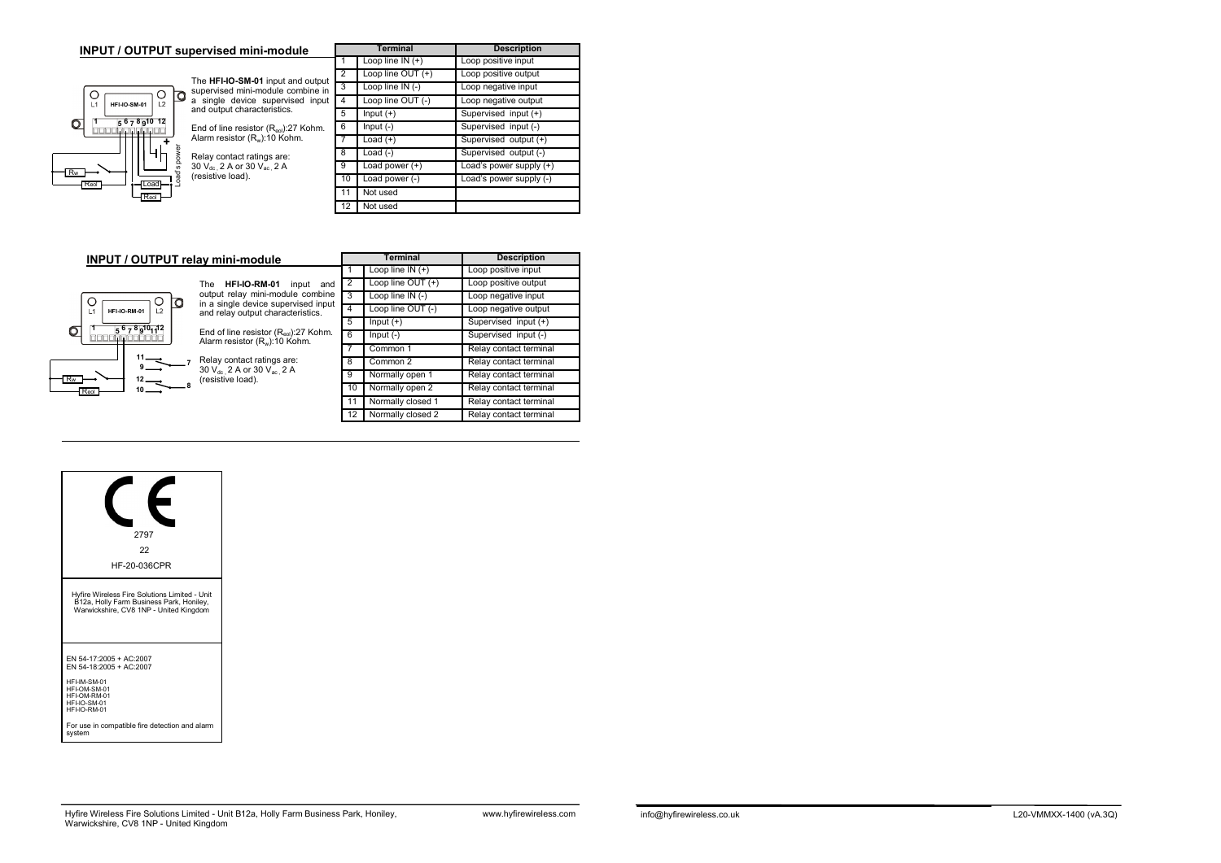## INPUT / OUTPUT supervised mini-module

The **HFI-IO-SM-01** input and output supervised mini-module combine in a single device supervised input and output characteristics.

End of line resistor ($R_{eol}$):27 Kohm.
Alarm resistor ($R_w$):10 Kohm.

Relay contact ratings are:
30 $V_{dc}$, 2 A or 30 $V_{ac}$, 2 A
(resistive load).

| | Terminal | Description |
|---|---|---|
| 1 | Loop line IN (+) | Loop positive input |
| 2 | Loop line OUT (+) | Loop positive output |
| 3 | Loop line IN (-) | Loop negative input |
| 4 | Loop line OUT (-) | Loop negative output |
| 5 | Input (+) | Supervised input (+) |
| 6 | Input (-) | Supervised input (-) |
| 7 | Load (+) | Supervised output (+) |
| 8 | Load (-) | Supervised output (-) |
| 9 | Load power (+) | Load's power supply (+) |
| 10 | Load power (-) | Load's power supply (-) |
| 11 | Not used | |
| 12 | Not used | |

## INPUT / OUTPUT relay mini-module

The **HFI-IO-RM-01** input and output relay mini-module combine in a single device supervised input and relay output characteristics.

End of line resistor ($R_{eol}$):27 Kohm.
Alarm resistor ($R_w$):10 Kohm.

Relay contact ratings are:
30 $V_{dc}$, 2 A or 30 $V_{ac}$, 2 A
(resistive load).

| | Terminal | Description |
|---|---|---|
| 1 | Loop line IN (+) | Loop positive input |
| 2 | Loop line OUT (+) | Loop positive output |
| 3 | Loop line IN (-) | Loop negative input |
| 4 | Loop line OUT (-) | Loop negative output |
| 5 | Input (+) | Supervised input (+) |
| 6 | Input (-) | Supervised input (-) |
| 7 | Common 1 | Relay contact terminal |
| 8 | Common 2 | Relay contact terminal |
| 9 | Normally open 1 | Relay contact terminal |
| 10 | Normally open 2 | Relay contact terminal |
| 11 | Normally closed 1 | Relay contact terminal |
| 12 | Normally closed 2 | Relay contact terminal |

CE

2797

22

HF-20-036CPR

Hyfire Wireless Fire Solutions Limited - Unit B12a, Holly Farm Business Park, Honiley, Warwickshire, CV8 1NP - United Kingdom

EN 54-17:2005 + AC:2007
EN 54-18:2005 + AC:2007

HFI-IM-SM-01
HFI-OM-SM-01
HFI-OM-RM-01
HFI-IO-SM-01
HFI-IO-RM-01

For use in compatible fire detection and alarm system

Hyfire Wireless Fire Solutions Limited - Unit B12a, Holly Farm Business Park, Honiley, Warwickshire, CV8 1NP - United Kingdom

www.hyfirewireless.com

info@hyfirewireless.co.uk

L20-VMMXX-1400 (vA.3Q)